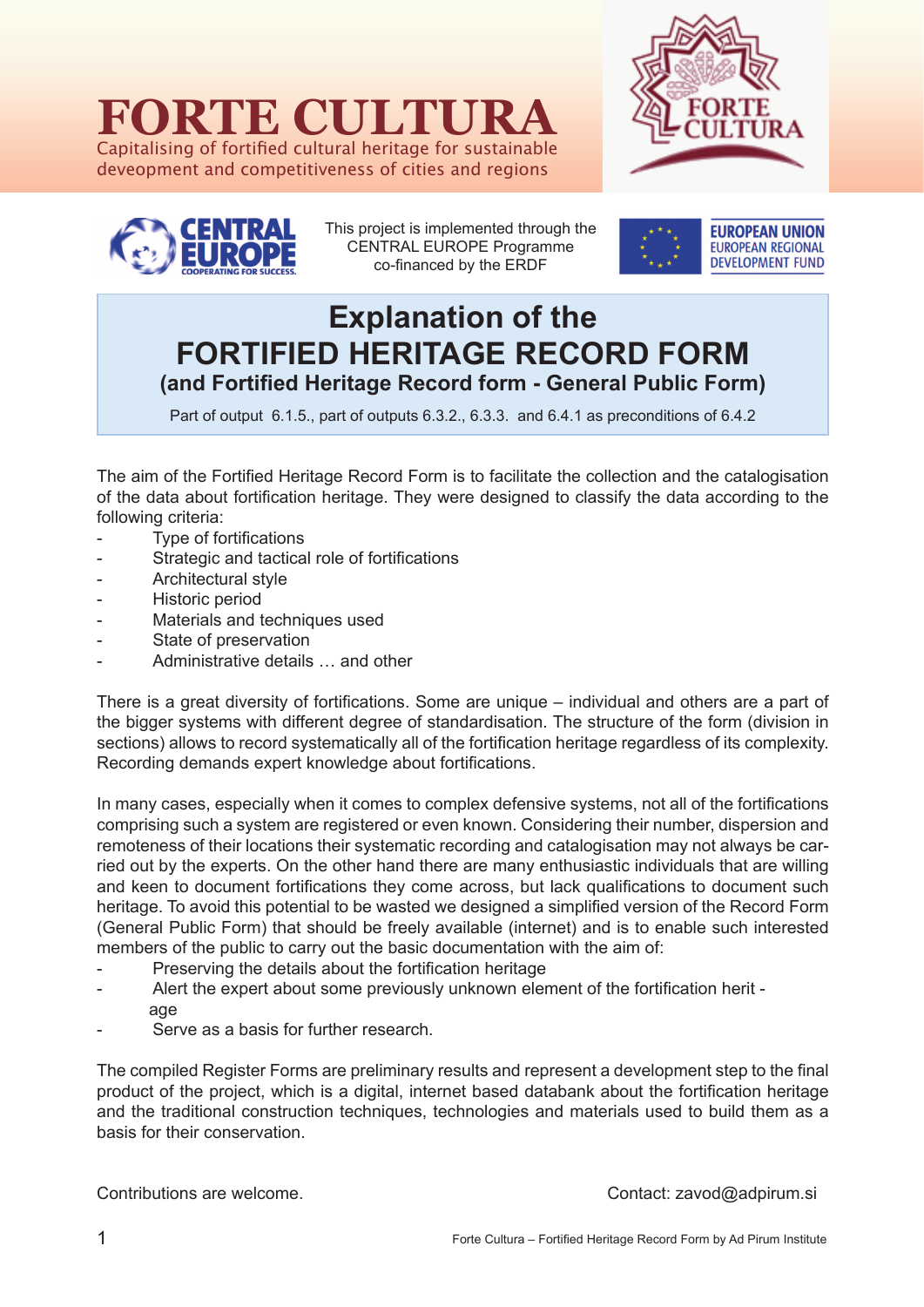# FORTE CULTURA

Capitalising of fortified cultural heritage for sustainable deveopment and competitiveness of cities and regions

This project is implemented through the CENTRAL EUROPE Programme co-financed by the ERDF

EUROPEAN UNION
EUROPEAN REGIONAL DEVELOPMENT FUND

## Explanation of the FORTIFIED HERITAGE RECORD FORM

### (and Fortified Heritage Record form - General Public Form)

Part of output 6.1.5., part of outputs 6.3.2., 6.3.3. and 6.4.1 as preconditions of 6.4.2

The aim of the Fortified Heritage Record Form is to facilitate the collection and the catalogisation of the data about fortification heritage. They were designed to classify the data according to the following criteria:

- Type of fortifications
- Strategic and tactical role of fortifications
- Architectural style
- Historic period
- Materials and techniques used
- State of preservation
- Administrative details … and other

There is a great diversity of fortifications. Some are unique – individual and others are a part of the bigger systems with different degree of standardisation. The structure of the form (division in sections) allows to record systematically all of the fortification heritage regardless of its complexity. Recording demands expert knowledge about fortifications.

In many cases, especially when it comes to complex defensive systems, not all of the fortifications comprising such a system are registered or even known. Considering their number, dispersion and remoteness of their locations their systematic recording and catalogisation may not always be carried out by the experts. On the other hand there are many enthusiastic individuals that are willing and keen to document fortifications they come across, but lack qualifications to document such heritage. To avoid this potential to be wasted we designed a simplified version of the Record Form (General Public Form) that should be freely available (internet) and is to enable such interested members of the public to carry out the basic documentation with the aim of:

- Preserving the details about the fortification heritage
- Alert the expert about some previously unknown element of the fortification heritage
- Serve as a basis for further research.

The compiled Register Forms are preliminary results and represent a development step to the final product of the project, which is a digital, internet based databank about the fortification heritage and the traditional construction techniques, technologies and materials used to build them as a basis for their conservation.

Contributions are welcome.

Contact: zavod@adpirum.si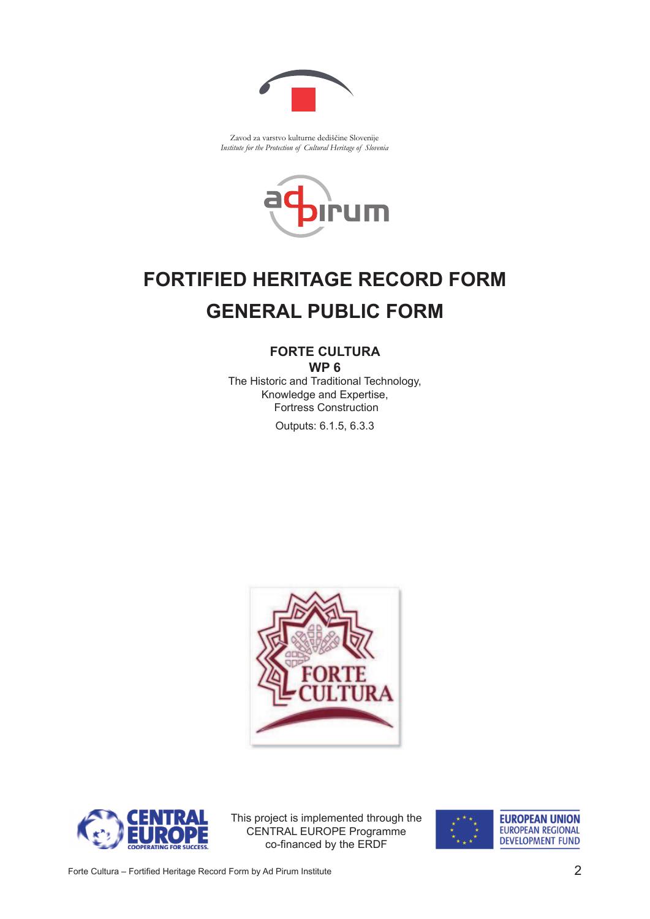Zavod za varstvo kulturne dediščine Slovenije
*Institute for the Protection of Cultural Heritage of Slovenia*

# FORTIFIED HERITAGE RECORD FORM

# GENERAL PUBLIC FORM

**FORTE CULTURA**
**WP 6**
The Historic and Traditional Technology,
Knowledge and Expertise,
Fortress Construction

Outputs: 6.1.5, 6.3.3

This project is implemented through the
CENTRAL EUROPE Programme
co-financed by the ERDF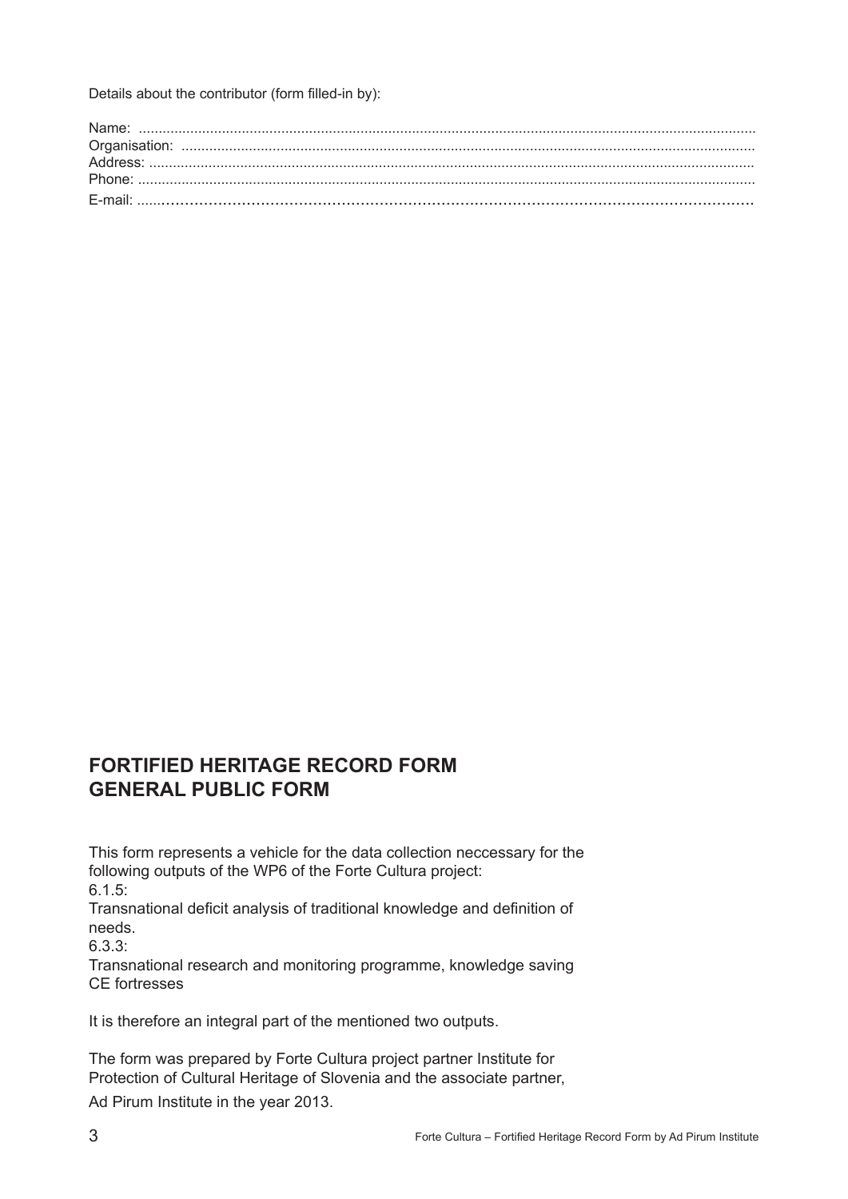Details about the contributor (form filled-in by):

Name: ..........................................................................................................................................................
Organisation: ..............................................................................................................................................
Address: ......................................................................................................................................................
Phone: .........................................................................................................................................................
E-mail: ..........................................................................................................................................................

## FORTIFIED HERITAGE RECORD FORM
## GENERAL PUBLIC FORM

This form represents a vehicle for the data collection neccessary for the following outputs of the WP6 of the Forte Cultura project:
6.1.5:
Transnational deficit analysis of traditional knowledge and definition of needs.
6.3.3:
Transnational research and monitoring programme, knowledge saving CE fortresses

It is therefore an integral part of the mentioned two outputs.

The form was prepared by Forte Cultura project partner Institute for Protection of Cultural Heritage of Slovenia and the associate partner, Ad Pirum Institute in the year 2013.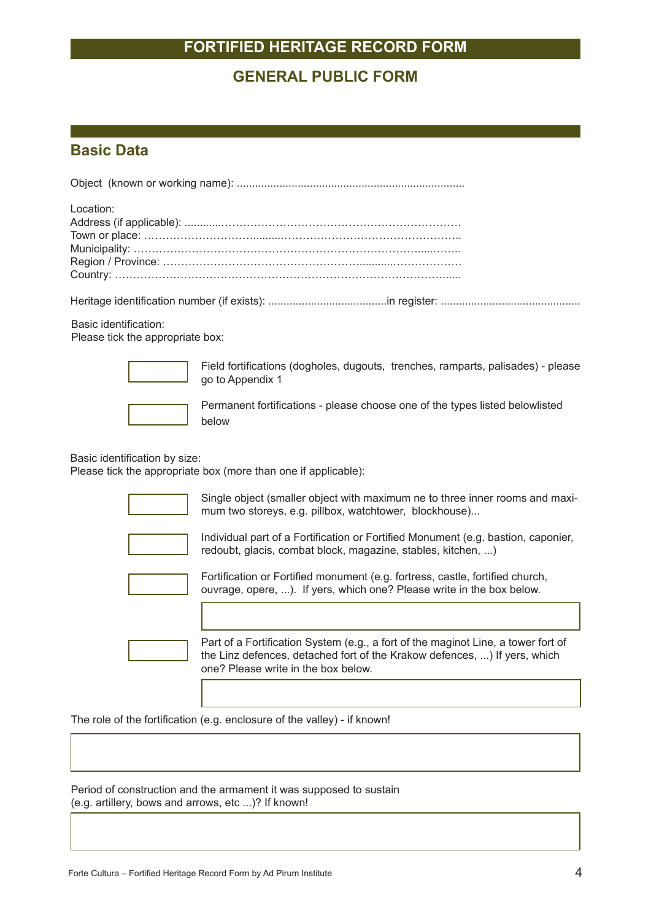# FORTIFIED HERITAGE RECORD FORM

## GENERAL PUBLIC FORM

## Basic Data

Object (known or working name): ..........................................................................

Location:
Address (if applicable): ...........…………………………………………………………
Town or place: ……………………….........…………………………………………..
Municipality: ……………………………………………………………………....……..
Region / Province: ……………………………………………..........………………
Country: ………………………………………………………………………………......

Heritage identification number (if exists): ......................................in register: .............................................

Basic identification:
Please tick the appropriate box:

- [ ] Field fortifications (dogholes, dugouts, trenches, ramparts, palisades) - please go to Appendix 1
- [ ] Permanent fortifications - please choose one of the types listed belowlisted below

Basic identification by size:
Please tick the appropriate box (more than one if applicable):

- [ ] Single object (smaller object with maximum ne to three inner rooms and maximum two storeys, e.g. pillbox, watchtower, blockhouse)...
- [ ] Individual part of a Fortification or Fortified Monument (e.g. bastion, caponier, redoubt, glacis, combat block, magazine, stables, kitchen, ...)
- [ ] Fortification or Fortified monument (e.g. fortress, castle, fortified church, ouvrage, opere, ...). If yers, which one? Please write in the box below.

  [ ]

- [ ] Part of a Fortification System (e.g., a fort of the maginot Line, a tower fort of the Linz defences, detached fort of the Krakow defences, ...) If yers, which one? Please write in the box below.

  [ ]

The role of the fortification (e.g. enclosure of the valley) - if known!

[ ]

Period of construction and the armament it was supposed to sustain
(e.g. artillery, bows and arrows, etc ...)? If known!

[ ]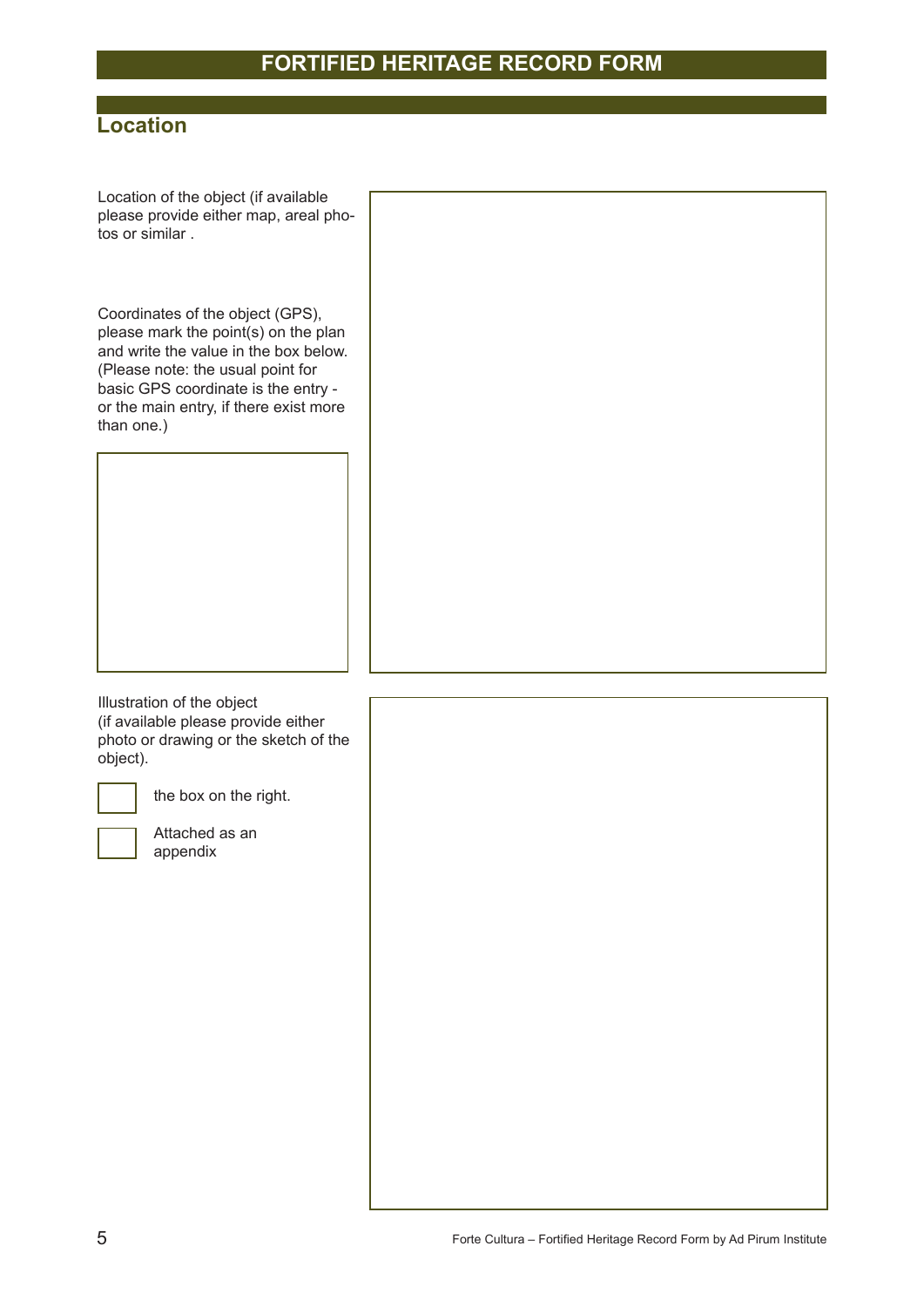# FORTIFIED HERITAGE RECORD FORM

## Location

Location of the object (if available please provide either map, areal photos or similar .

Coordinates of the object (GPS), please mark the point(s) on the plan and write the value in the box below. (Please note: the usual point for basic GPS coordinate is the entry - or the main entry, if there exist more than one.)

Illustration of the object
(if available please provide either photo or drawing or the sketch of the object).

☐ the box on the right.

☐ Attached as an appendix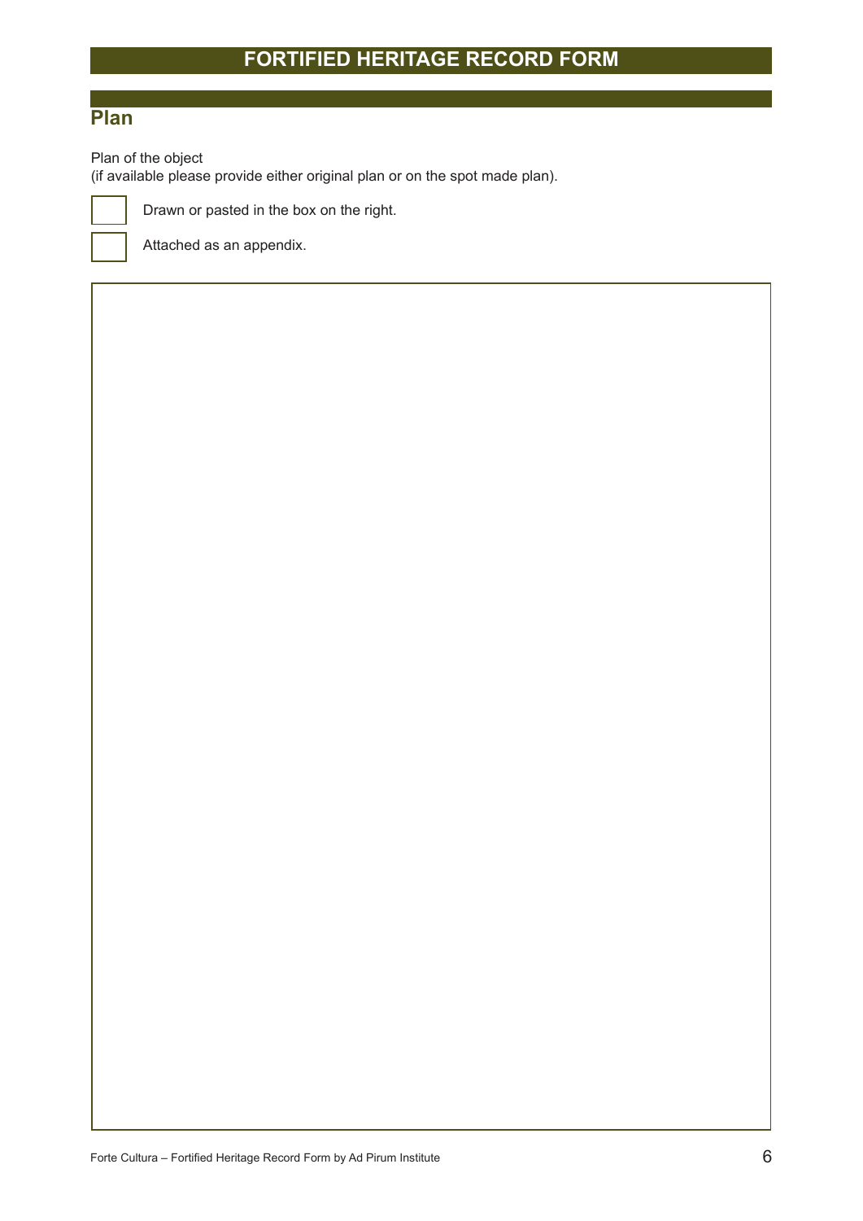# FORTIFIED HERITAGE RECORD FORM

## Plan

Plan of the object
(if available please provide either original plan or on the spot made plan).

- [ ] Drawn or pasted in the box on the right.
- [ ] Attached as an appendix.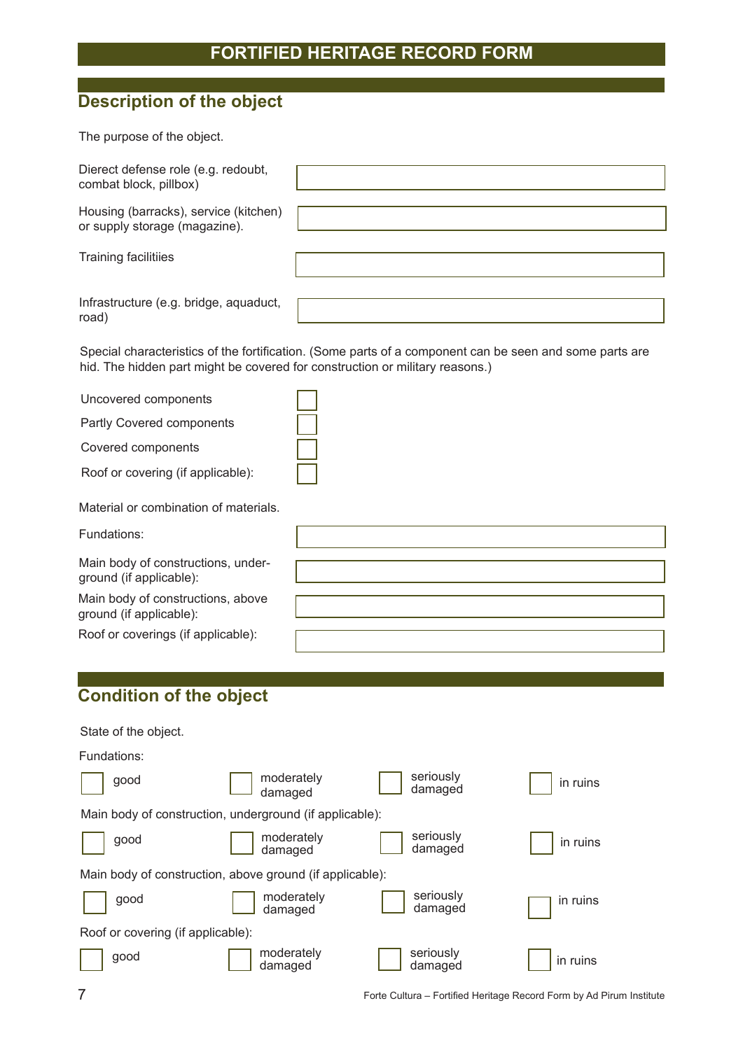# FORTIFIED HERITAGE RECORD FORM

## Description of the object

The purpose of the object.

| | |
|---|---|
| Dierect defense role (e.g. redoubt, combat block, pillbox) | |
| Housing (barracks), service (kitchen) or supply storage (magazine). | |
| Training facilitiies | |
| Infrastructure (e.g. bridge, aquaduct, road) | |

Special characteristics of the fortification. (Some parts of a component can be seen and some parts are hid. The hidden part might be covered for construction or military reasons.)

- ☐ Uncovered components
- ☐ Partly Covered components
- ☐ Covered components
- ☐ Roof or covering (if applicable):

Material or combination of materials.

| | |
|---|---|
| Fundations: | |
| Main body of constructions, underground (if applicable): | |
| Main body of constructions, above ground (if applicable): | |
| Roof or coverings (if applicable): | |

## Condition of the object

State of the object.

Fundations:

☐ good ☐ moderately damaged ☐ seriously damaged ☐ in ruins

Main body of construction, underground (if applicable):

☐ good ☐ moderately damaged ☐ seriously damaged ☐ in ruins

Main body of construction, above ground (if applicable):

☐ good ☐ moderately damaged ☐ seriously damaged ☐ in ruins

Roof or covering (if applicable):

☐ good ☐ moderately damaged ☐ seriously damaged ☐ in ruins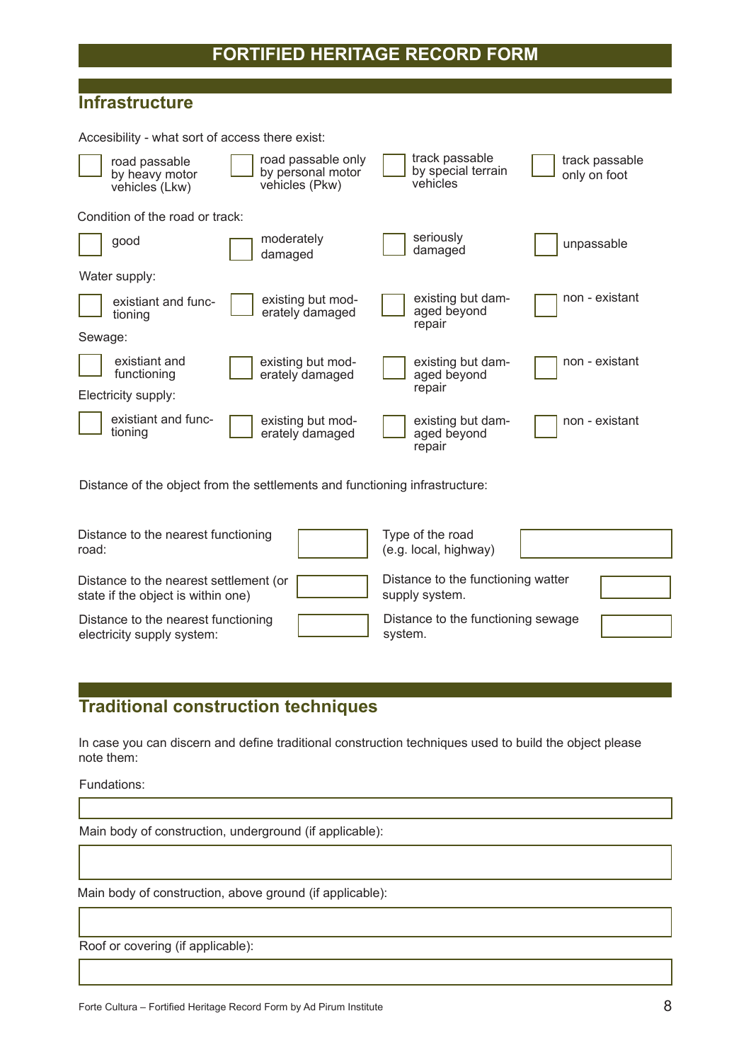# FORTIFIED HERITAGE RECORD FORM

## Infrastructure

Accesibility - what sort of access there exist:

- [ ] road passable by heavy motor vehicles (Lkw)
- [ ] road passable only by personal motor vehicles (Pkw)
- [ ] track passable by special terrain vehicles
- [ ] track passable only on foot

Condition of the road or track:

- [ ] good
- [ ] moderately damaged
- [ ] seriously damaged
- [ ] unpassable

Water supply:

- [ ] existiant and functioning
- [ ] existing but moderately damaged
- [ ] existing but damaged beyond repair
- [ ] non - existant

Sewage:

- [ ] existiant and functioning
- [ ] existing but moderately damaged
- [ ] existing but damaged beyond repair
- [ ] non - existant

Electricity supply:

- [ ] existiant and functioning
- [ ] existing but moderately damaged
- [ ] existing but damaged beyond repair
- [ ] non - existant

Distance of the object from the settlements and functioning infrastructure:

| | | | |
|---|---|---|---|
| Distance to the nearest functioning road: | | Type of the road (e.g. local, highway) | |
| Distance to the nearest settlement (or state if the object is within one) | | Distance to the functioning watter supply system. | |
| Distance to the nearest functioning electricity supply system: | | Distance to the functioning sewage system. | |

## Traditional construction techniques

In case you can discern and define traditional construction techniques used to build the object please note them:

Fundations:

Main body of construction, underground (if applicable):

Main body of construction, above ground (if applicable):

Roof or covering (if applicable):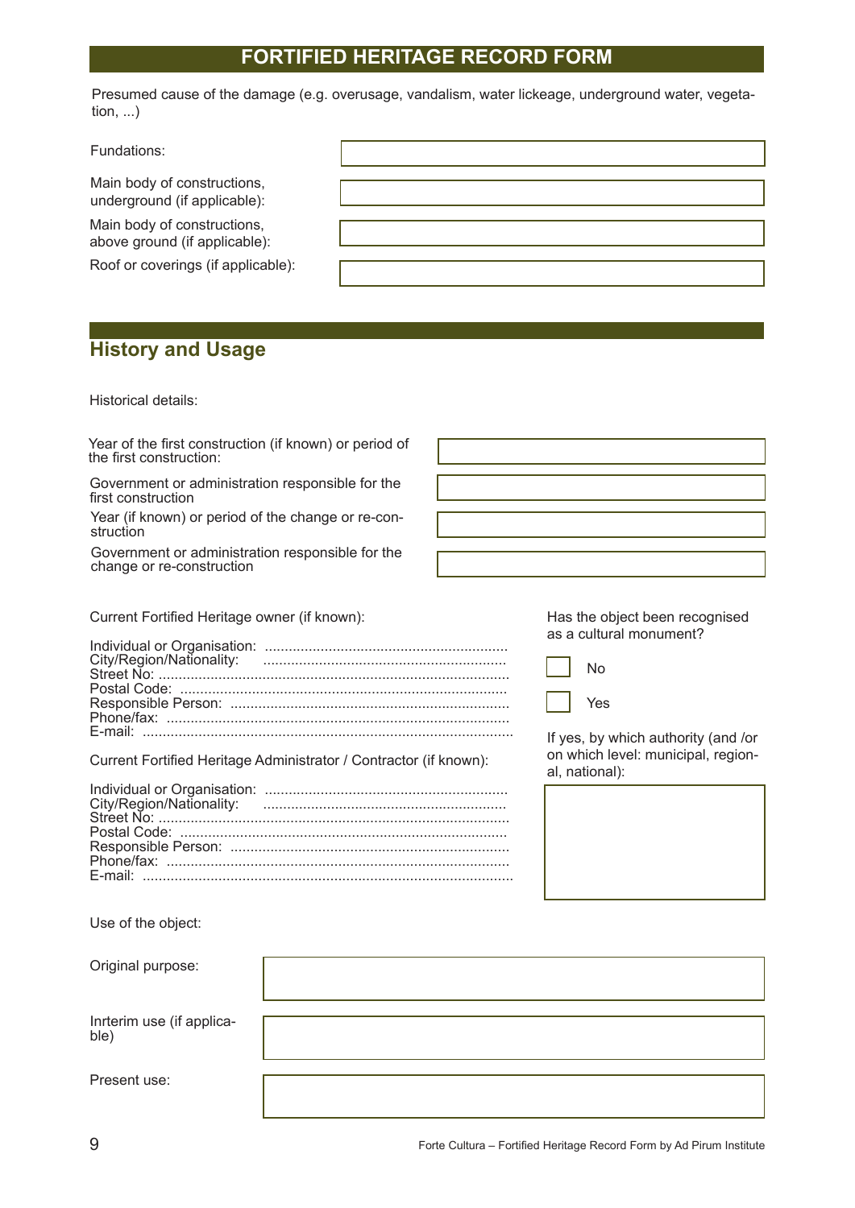## FORTIFIED HERITAGE RECORD FORM

Presumed cause of the damage (e.g. overusage, vandalism, water lickeage, underground water, vegetation, ...)

| | |
|---|---|
| Fundations: | |
| Main body of constructions, underground (if applicable): | |
| Main body of constructions, above ground (if applicable): | |
| Roof or coverings (if applicable): | |

## History and Usage

Historical details:

| | |
|---|---|
| Year of the first construction (if known) or period of the first construction: | |
| Government or administration responsible for the first construction | |
| Year (if known) or period of the change or re-construction | |
| Government or administration responsible for the change or re-construction | |

Current Fortified Heritage owner (if known):

Individual or Organisation: ............................................................
City/Region/Nationality: ............................................................
Street No: .......................................................................................
Postal Code: .................................................................................
Responsible Person: .....................................................................
Phone/fax: .....................................................................................
E-mail: ............................................................................................

Current Fortified Heritage Administrator / Contractor (if known):

Individual or Organisation: ............................................................
City/Region/Nationality: ............................................................
Street No: .......................................................................................
Postal Code: .................................................................................
Responsible Person: .....................................................................
Phone/fax: .....................................................................................
E-mail: ............................................................................................

Has the object been recognised as a cultural monument?

- [ ] No
- [ ] Yes

If yes, by which authority (and /or on which level: municipal, regional, national):

Use of the object:

| | |
|---|---|
| Original purpose: | |
| Inrterim use (if applicable) | |
| Present use: | |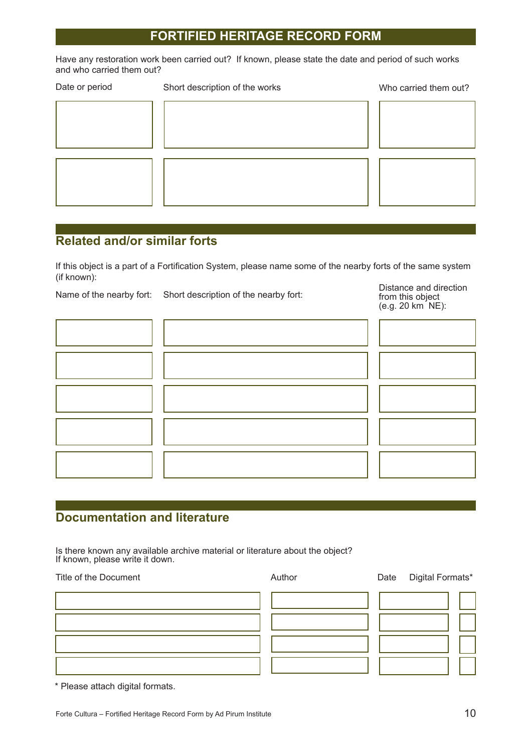# FORTIFIED HERITAGE RECORD FORM

Have any restoration work been carried out? If known, please state the date and period of such works and who carried them out?

| Date or period | Short description of the works | Who carried them out? |
|---|---|---|
| | | |
| | | |

## Related and/or similar forts

If this object is a part of a Fortification System, please name some of the nearby forts of the same system (if known):

| Name of the nearby fort: | Short description of the nearby fort: | Distance and direction from this object (e.g. 20 km NE): |
|---|---|---|
| | | |
| | | |
| | | |
| | | |
| | | |

## Documentation and literature

Is there known any available archive material or literature about the object? If known, please write it down.

| Title of the Document | Author | Date | Digital Formats* |
|---|---|---|---|
| | | | |
| | | | |
| | | | |
| | | | |

* Please attach digital formats.

Forte Cultura – Fortified Heritage Record Form by Ad Pirum Institute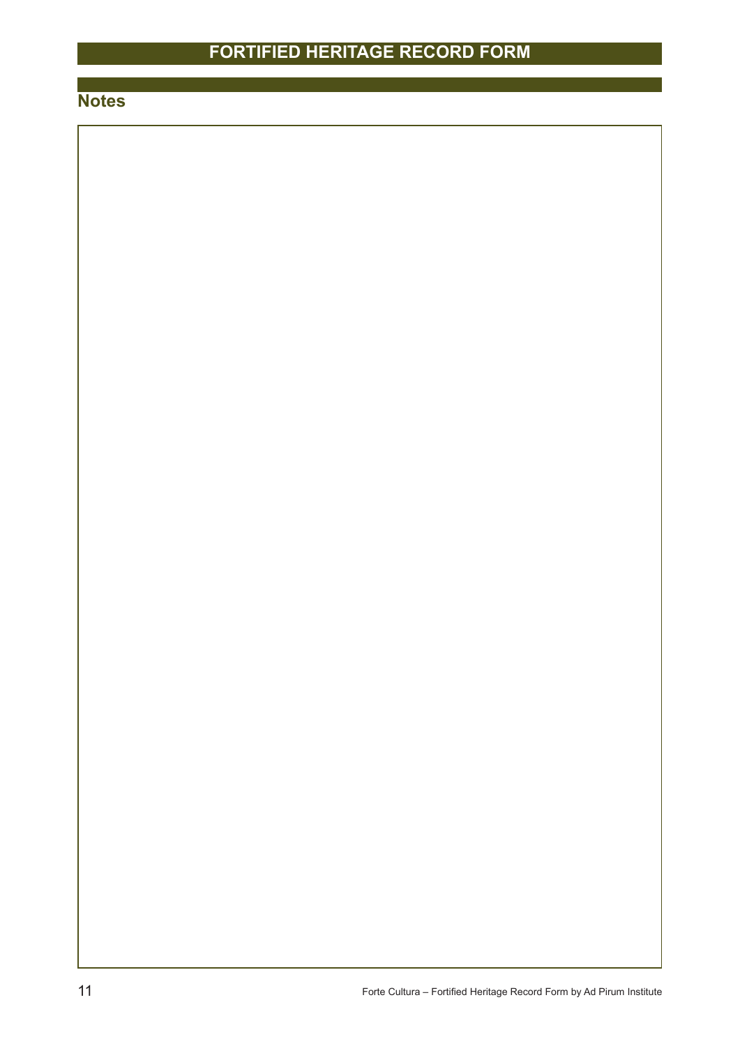## Notes